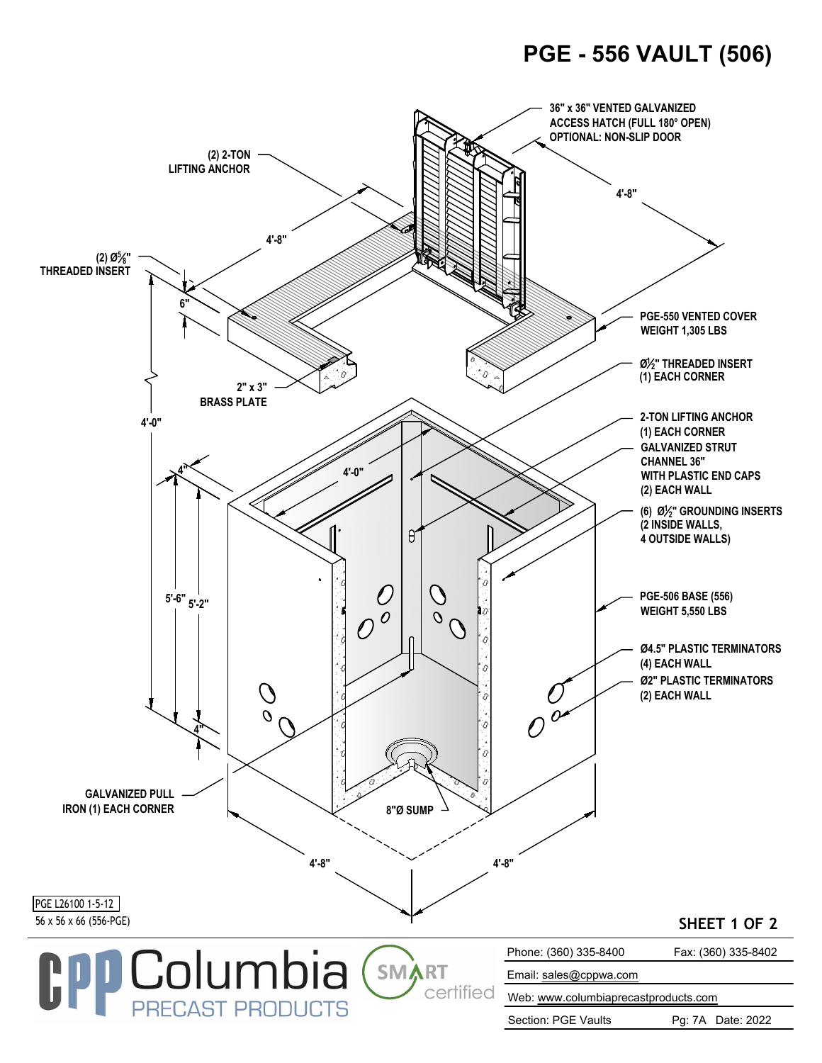# PGE - 556 VAULT (506)

36" x 36" VENTED GALVANIZED ACCESS HATCH (FULL 180° OPEN)
OPTIONAL: NON-SLIP DOOR

(2) 2-TON LIFTING ANCHOR

4'-8"

4'-8"

(2) Ø5/8" THREADED INSERT

6"

PGE-550 VENTED COVER
WEIGHT 1,305 LBS

Ø1/2" THREADED INSERT
(1) EACH CORNER

2" x 3" BRASS PLATE

2-TON LIFTING ANCHOR
(1) EACH CORNER

GALVANIZED STRUT CHANNEL 36"
WITH PLASTIC END CAPS
(2) EACH WALL

4'-0"

4'-0"

4"

(6) Ø1/2" GROUNDING INSERTS
(2 INSIDE WALLS,
4 OUTSIDE WALLS)

PGE-506 BASE (556)
WEIGHT 5,550 LBS

5'-6"

5'-2"

Ø4.5" PLASTIC TERMINATORS
(4) EACH WALL

Ø2" PLASTIC TERMINATORS
(2) EACH WALL

4"

GALVANIZED PULL IRON (1) EACH CORNER

8"Ø SUMP

4'-8"

4'-8"

PGE L26100 1-5-12

56 x 56 x 66 (556-PGE)

Columbia PRECAST PRODUCTS

SMART certified

| | |
|---|---|
| Phone: (360) 335-8400 | Fax: (360) 335-8402 |
| Email: sales@cppwa.com | |
| Web: www.columbiaprecastproducts.com | |
| Section: PGE Vaults | Pg: 7A Date: 2022 |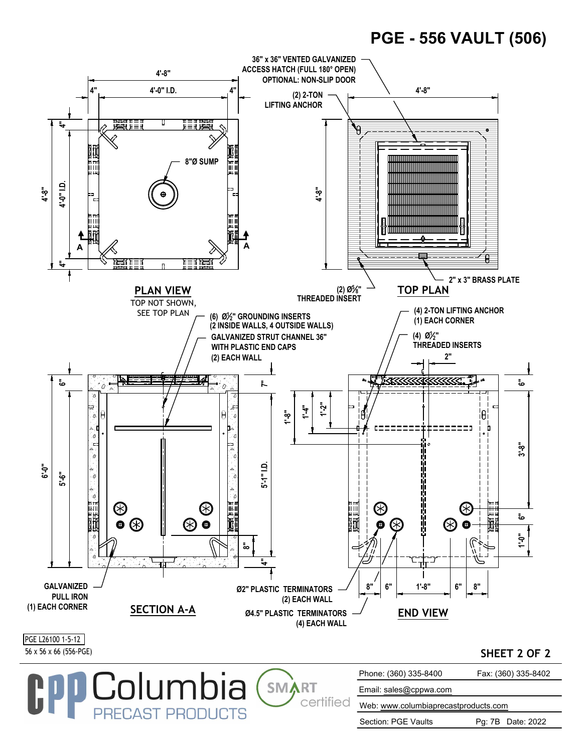# PGE - 556 VAULT (506)

36" x 36" VENTED GALVANIZED ACCESS HATCH (FULL 180° OPEN)
OPTIONAL: NON-SLIP DOOR

(2) 2-TON LIFTING ANCHOR

4'-8"
4" 4'-0" I.D. 4"
4'-8"
4" 4'-0" I.D. 4"
8"Ø SUMP
A A

4'-8"
4'-8"

(2) Ø5/8" THREADED INSERT

2" x 3" BRASS PLATE

## PLAN VIEW

TOP NOT SHOWN, SEE TOP PLAN

## TOP PLAN

(6) Ø1/2" GROUNDING INSERTS
(2 INSIDE WALLS, 4 OUTSIDE WALLS)

GALVANIZED STRUT CHANNEL 36"
WITH PLASTIC END CAPS
(2) EACH WALL

(4) 2-TON LIFTING ANCHOR
(1) EACH CORNER

(4) Ø1/2" THREADED INSERTS

2"

6" 7"
6'-0" 5'-6" 5'-1" I.D.
1'-8" 1'-4" 1'-2"
8" 4"
6" 3'-8" 6" 1'-0"

8" 6" 1'-8" 6" 8"

GALVANIZED PULL IRON
(1) EACH CORNER

Ø2" PLASTIC TERMINATORS
(2) EACH WALL

Ø4.5" PLASTIC TERMINATORS
(4) EACH WALL

## SECTION A-A

## END VIEW

PGE L26100 1-5-12
56 x 56 x 66 (556-PGE)

SHEET 2 OF 2

CPP Columbia PRECAST PRODUCTS — SMART certified

| | |
|---|---|
| Phone: (360) 335-8400 | Fax: (360) 335-8402 |
| Email: sales@cppwa.com | |
| Web: www.columbiaprecastproducts.com | |
| Section: PGE Vaults | Pg: 7B Date: 2022 |